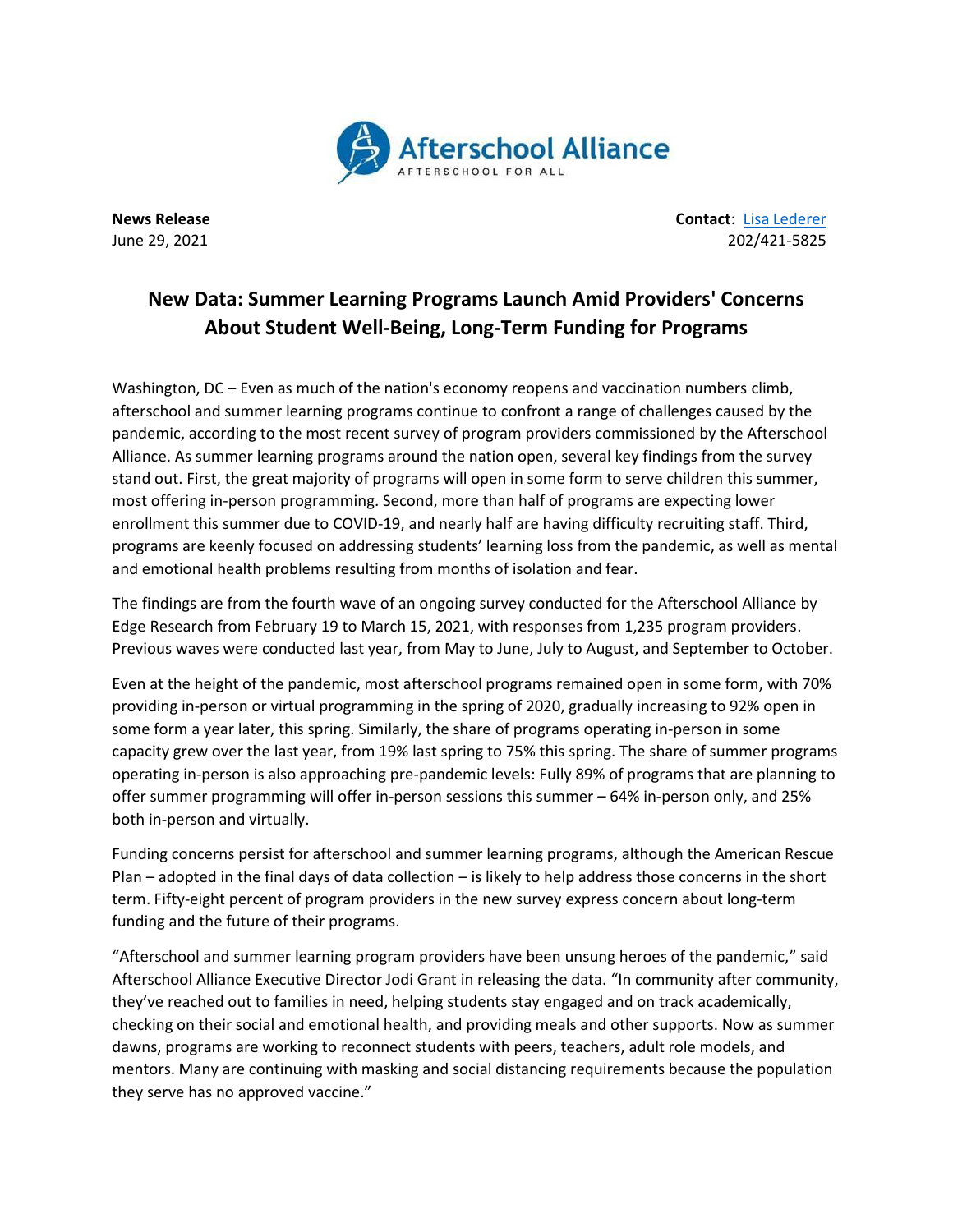Afterschool Alliance

AFTERSCHOOL FOR ALL

**News Release**
June 29, 2021

**Contact**: Lisa Lederer
202/421-5825

# New Data: Summer Learning Programs Launch Amid Providers' Concerns About Student Well-Being, Long-Term Funding for Programs

Washington, DC – Even as much of the nation's economy reopens and vaccination numbers climb, afterschool and summer learning programs continue to confront a range of challenges caused by the pandemic, according to the most recent survey of program providers commissioned by the Afterschool Alliance. As summer learning programs around the nation open, several key findings from the survey stand out. First, the great majority of programs will open in some form to serve children this summer, most offering in-person programming. Second, more than half of programs are expecting lower enrollment this summer due to COVID-19, and nearly half are having difficulty recruiting staff. Third, programs are keenly focused on addressing students' learning loss from the pandemic, as well as mental and emotional health problems resulting from months of isolation and fear.

The findings are from the fourth wave of an ongoing survey conducted for the Afterschool Alliance by Edge Research from February 19 to March 15, 2021, with responses from 1,235 program providers. Previous waves were conducted last year, from May to June, July to August, and September to October.

Even at the height of the pandemic, most afterschool programs remained open in some form, with 70% providing in-person or virtual programming in the spring of 2020, gradually increasing to 92% open in some form a year later, this spring. Similarly, the share of programs operating in-person in some capacity grew over the last year, from 19% last spring to 75% this spring. The share of summer programs operating in-person is also approaching pre-pandemic levels: Fully 89% of programs that are planning to offer summer programming will offer in-person sessions this summer – 64% in-person only, and 25% both in-person and virtually.

Funding concerns persist for afterschool and summer learning programs, although the American Rescue Plan – adopted in the final days of data collection – is likely to help address those concerns in the short term. Fifty-eight percent of program providers in the new survey express concern about long-term funding and the future of their programs.

"Afterschool and summer learning program providers have been unsung heroes of the pandemic," said Afterschool Alliance Executive Director Jodi Grant in releasing the data. "In community after community, they've reached out to families in need, helping students stay engaged and on track academically, checking on their social and emotional health, and providing meals and other supports. Now as summer dawns, programs are working to reconnect students with peers, teachers, adult role models, and mentors. Many are continuing with masking and social distancing requirements because the population they serve has no approved vaccine."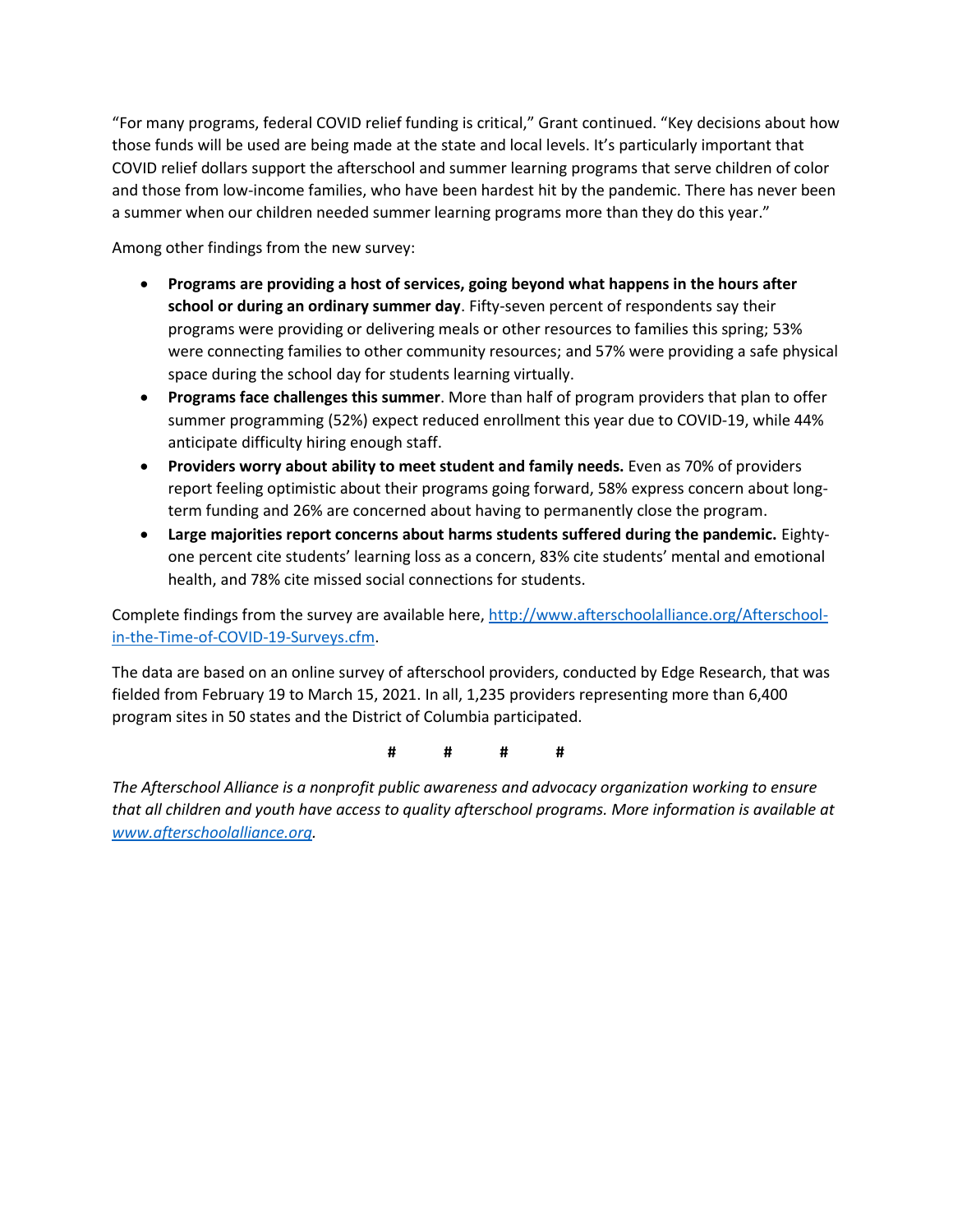"For many programs, federal COVID relief funding is critical," Grant continued. "Key decisions about how those funds will be used are being made at the state and local levels. It's particularly important that COVID relief dollars support the afterschool and summer learning programs that serve children of color and those from low-income families, who have been hardest hit by the pandemic. There has never been a summer when our children needed summer learning programs more than they do this year."

Among other findings from the new survey:

- **Programs are providing a host of services, going beyond what happens in the hours after school or during an ordinary summer day**. Fifty-seven percent of respondents say their programs were providing or delivering meals or other resources to families this spring; 53% were connecting families to other community resources; and 57% were providing a safe physical space during the school day for students learning virtually.
- **Programs face challenges this summer**. More than half of program providers that plan to offer summer programming (52%) expect reduced enrollment this year due to COVID-19, while 44% anticipate difficulty hiring enough staff.
- **Providers worry about ability to meet student and family needs.** Even as 70% of providers report feeling optimistic about their programs going forward, 58% express concern about long-term funding and 26% are concerned about having to permanently close the program.
- **Large majorities report concerns about harms students suffered during the pandemic.** Eighty-one percent cite students' learning loss as a concern, 83% cite students' mental and emotional health, and 78% cite missed social connections for students.

Complete findings from the survey are available here, [http://www.afterschoolalliance.org/Afterschool-in-the-Time-of-COVID-19-Surveys.cfm](http://www.afterschoolalliance.org/Afterschool-in-the-Time-of-COVID-19-Surveys.cfm).

The data are based on an online survey of afterschool providers, conducted by Edge Research, that was fielded from February 19 to March 15, 2021. In all, 1,235 providers representing more than 6,400 program sites in 50 states and the District of Columbia participated.

# # # #

*The Afterschool Alliance is a nonprofit public awareness and advocacy organization working to ensure that all children and youth have access to quality afterschool programs. More information is available at [www.afterschoolalliance.org](http://www.afterschoolalliance.org).*